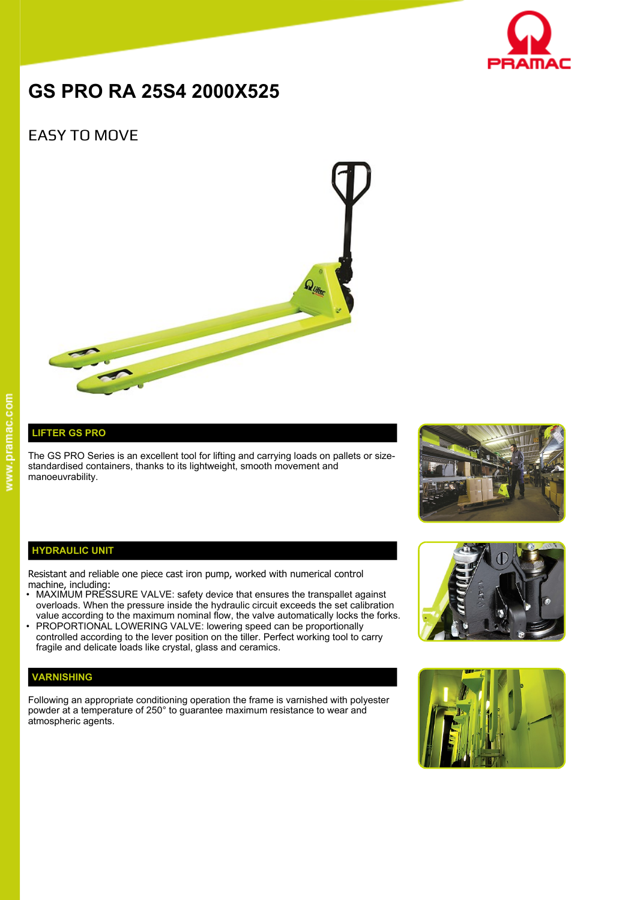# GS PRO RA 25S4 2000X525

## EASY TO MOVE

### LIFTER GS PRO

The GS PRO Series is an excellent tool for lifting and carrying loads on pallets or size-standardised containers, thanks to its lightweight, smooth movement and manoeuvrability.

### HYDRAULIC UNIT

Resistant and reliable one piece cast iron pump, worked with numerical control machine, including:

- MAXIMUM PRESSURE VALVE: safety device that ensures the transpallet against overloads. When the pressure inside the hydraulic circuit exceeds the set calibration value according to the maximum nominal flow, the valve automatically locks the forks.
- PROPORTIONAL LOWERING VALVE: lowering speed can be proportionally controlled according to the lever position on the tiller. Perfect working tool to carry fragile and delicate loads like crystal, glass and ceramics.

### VARNISHING

Following an appropriate conditioning operation the frame is varnished with polyester powder at a temperature of 250° to guarantee maximum resistance to wear and atmospheric agents.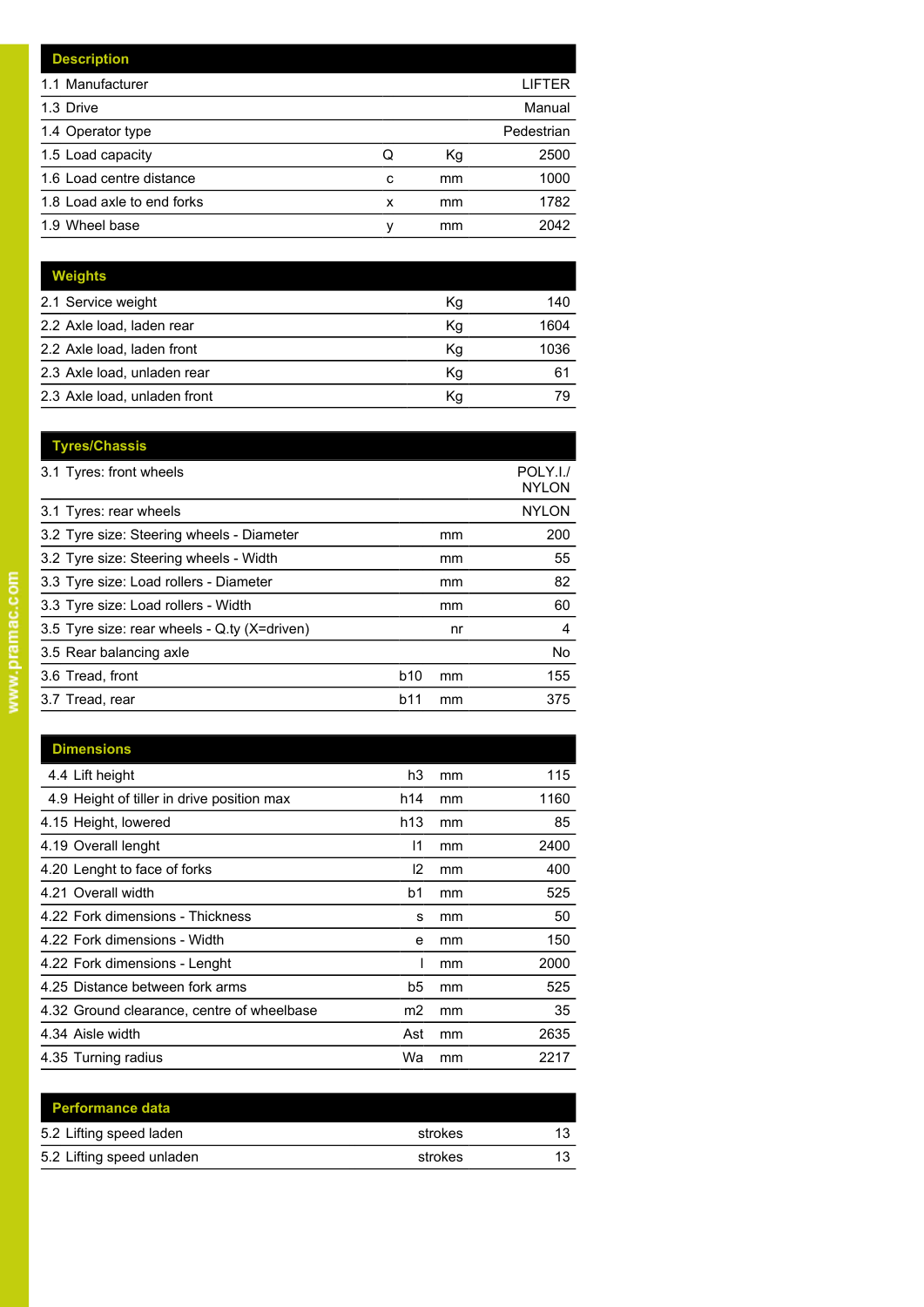| Description | | | |
|---|---|---|---|
| 1.1 Manufacturer | | | LIFTER |
| 1.3 Drive | | | Manual |
| 1.4 Operator type | | | Pedestrian |
| 1.5 Load capacity | Q | Kg | 2500 |
| 1.6 Load centre distance | c | mm | 1000 |
| 1.8 Load axle to end forks | x | mm | 1782 |
| 1.9 Wheel base | y | mm | 2042 |

| Weights | | | |
|---|---|---|---|
| 2.1 Service weight | | Kg | 140 |
| 2.2 Axle load, laden rear | | Kg | 1604 |
| 2.2 Axle load, laden front | | Kg | 1036 |
| 2.3 Axle load, unladen rear | | Kg | 61 |
| 2.3 Axle load, unladen front | | Kg | 79 |

| Tyres/Chassis | | | |
|---|---|---|---|
| 3.1 Tyres: front wheels | | | POLY.I./ NYLON |
| 3.1 Tyres: rear wheels | | | NYLON |
| 3.2 Tyre size: Steering wheels - Diameter | | mm | 200 |
| 3.2 Tyre size: Steering wheels - Width | | mm | 55 |
| 3.3 Tyre size: Load rollers - Diameter | | mm | 82 |
| 3.3 Tyre size: Load rollers - Width | | mm | 60 |
| 3.5 Tyre size: rear wheels - Q.ty (X=driven) | | nr | 4 |
| 3.5 Rear balancing axle | | | No |
| 3.6 Tread, front | b10 | mm | 155 |
| 3.7 Tread, rear | b11 | mm | 375 |

| Dimensions | | | |
|---|---|---|---|
| 4.4 Lift height | h3 | mm | 115 |
| 4.9 Height of tiller in drive position max | h14 | mm | 1160 |
| 4.15 Height, lowered | h13 | mm | 85 |
| 4.19 Overall lenght | l1 | mm | 2400 |
| 4.20 Lenght to face of forks | l2 | mm | 400 |
| 4.21 Overall width | b1 | mm | 525 |
| 4.22 Fork dimensions - Thickness | s | mm | 50 |
| 4.22 Fork dimensions - Width | e | mm | 150 |
| 4.22 Fork dimensions - Lenght | l | mm | 2000 |
| 4.25 Distance between fork arms | b5 | mm | 525 |
| 4.32 Ground clearance, centre of wheelbase | m2 | mm | 35 |
| 4.34 Aisle width | Ast | mm | 2635 |
| 4.35 Turning radius | Wa | mm | 2217 |

| Performance data | | |
|---|---|---|
| 5.2 Lifting speed laden | strokes | 13 |
| 5.2 Lifting speed unladen | strokes | 13 |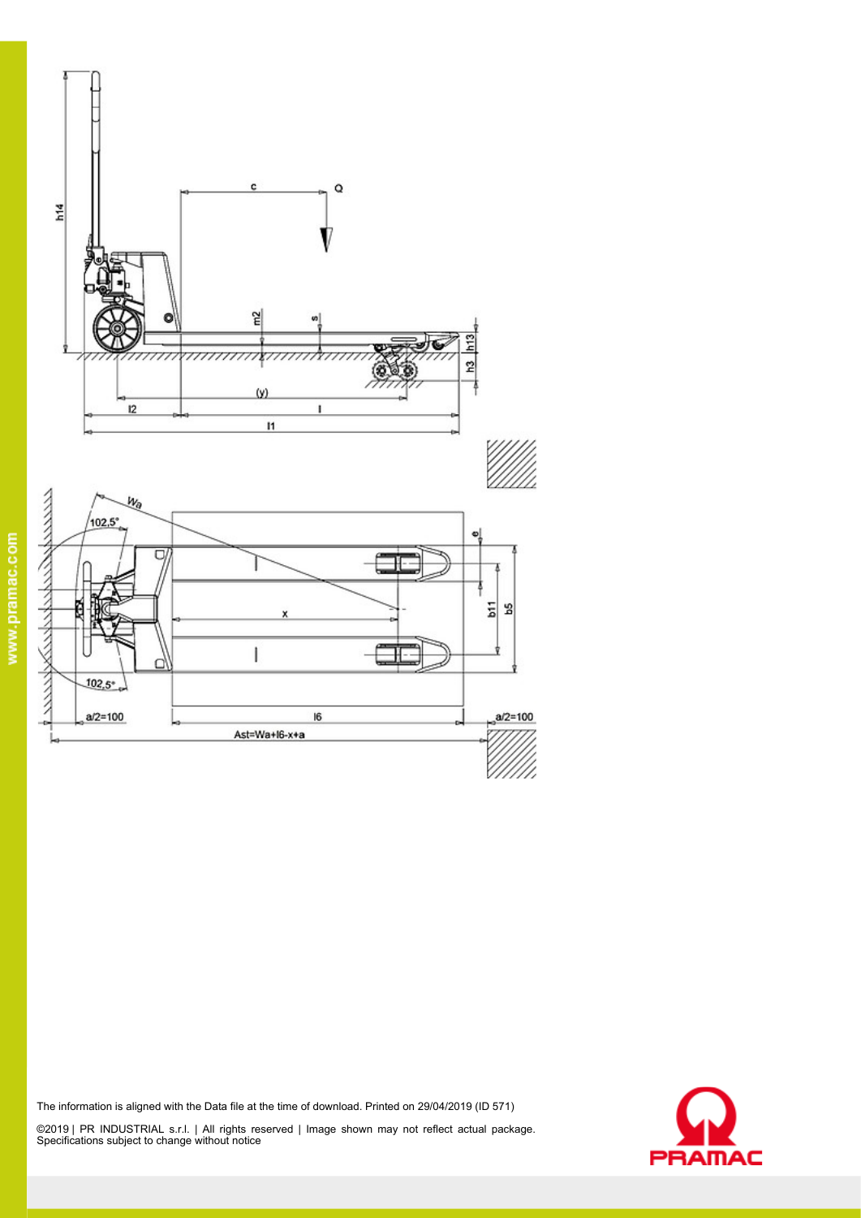h14

c

Q

m2

s

h13

h3

(y)

l2

l

l1

Wa

102,5°

e

x

b11

b5

102,5°

a/2=100

l6

a/2=100

Ast=Wa+l6-x+a

The information is aligned with the Data file at the time of download. Printed on 29/04/2019 (ID 571)

©2019 | PR INDUSTRIAL s.r.l. | All rights reserved | Image shown may not reflect actual package.
Specifications subject to change without notice